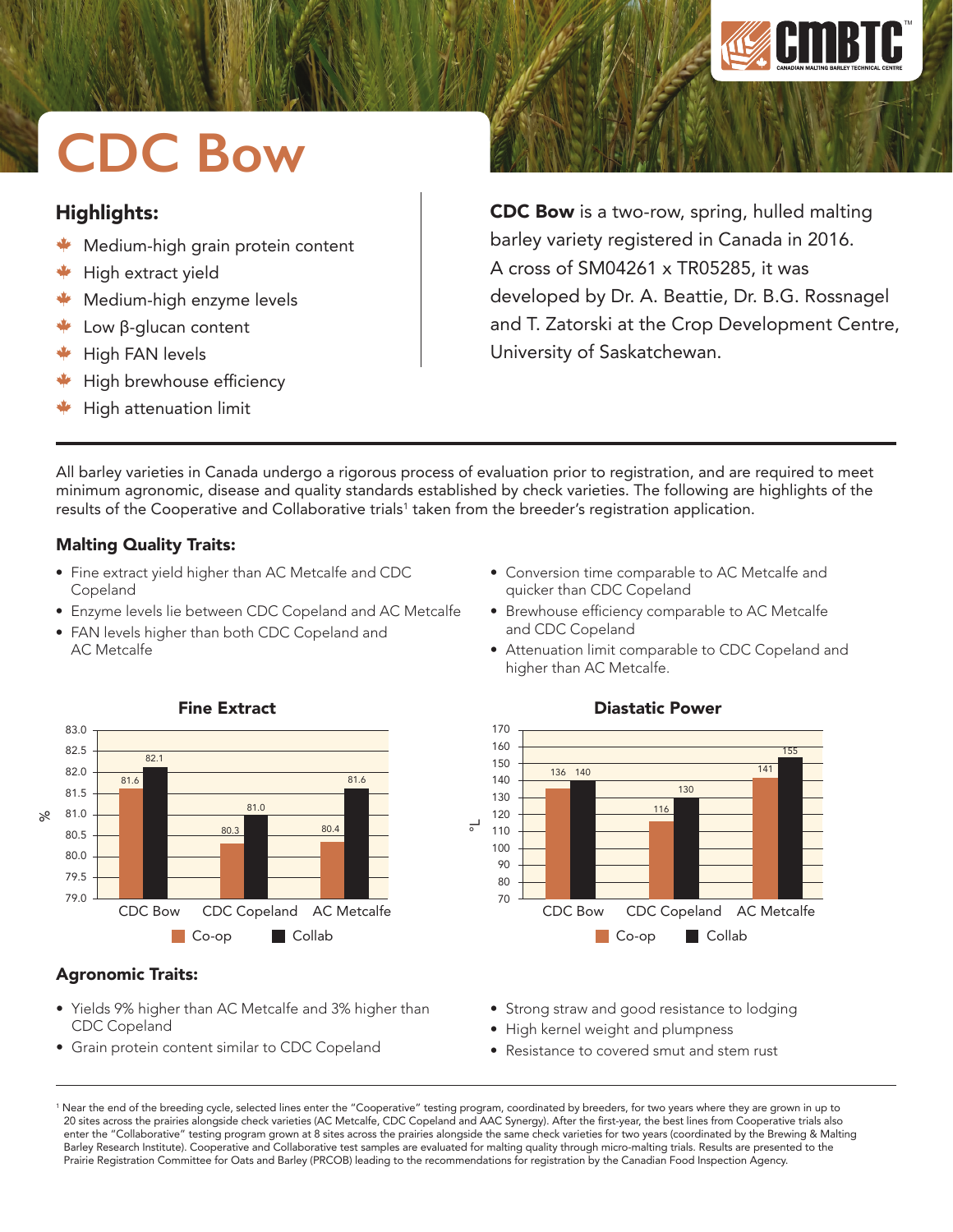# CDC Bow

## Highlights:

- Medium-high grain protein content
- High extract yield
- Medium-high enzyme levels
- Low β-glucan content
- High FAN levels
- High brewhouse efficiency
- High attenuation limit

**CDC Bow** is a two-row, spring, hulled malting barley variety registered in Canada in 2016. A cross of SM04261 x TR05285, it was developed by Dr. A. Beattie, Dr. B.G. Rossnagel and T. Zatorski at the Crop Development Centre, University of Saskatchewan.

All barley varieties in Canada undergo a rigorous process of evaluation prior to registration, and are required to meet minimum agronomic, disease and quality standards established by check varieties. The following are highlights of the results of the Cooperative and Collaborative trials[1] taken from the breeder's registration application.

### Malting Quality Traits:

- Fine extract yield higher than AC Metcalfe and CDC Copeland
- Enzyme levels lie between CDC Copeland and AC Metcalfe
- FAN levels higher than both CDC Copeland and AC Metcalfe
- Conversion time comparable to AC Metcalfe and quicker than CDC Copeland
- Brewhouse efficiency comparable to AC Metcalfe and CDC Copeland
- Attenuation limit comparable to CDC Copeland and higher than AC Metcalfe.

**Fine Extract** (%)

| | Co-op | Collab |
|---|---|---|
| CDC Bow | 81.6 | 82.1 |
| CDC Copeland | 80.3 | 81.0 |
| AC Metcalfe | 80.4 | 81.6 |

**Diastatic Power** (°L)

| | Co-op | Collab |
|---|---|---|
| CDC Bow | 136 | 140 |
| CDC Copeland | 116 | 130 |
| AC Metcalfe | 141 | 155 |

### Agronomic Traits:

- Yields 9% higher than AC Metcalfe and 3% higher than CDC Copeland
- Grain protein content similar to CDC Copeland
- Strong straw and good resistance to lodging
- High kernel weight and plumpness
- Resistance to covered smut and stem rust

[1] Near the end of the breeding cycle, selected lines enter the "Cooperative" testing program, coordinated by breeders, for two years where they are grown in up to 20 sites across the prairies alongside check varieties (AC Metcalfe, CDC Copeland and AAC Synergy). After the first-year, the best lines from Cooperative trials also enter the "Collaborative" testing program grown at 8 sites across the prairies alongside the same check varieties for two years (coordinated by the Brewing & Malting Barley Research Institute). Cooperative and Collaborative test samples are evaluated for malting quality through micro-malting trials. Results are presented to the Prairie Registration Committee for Oats and Barley (PRCOB) leading to the recommendations for registration by the Canadian Food Inspection Agency.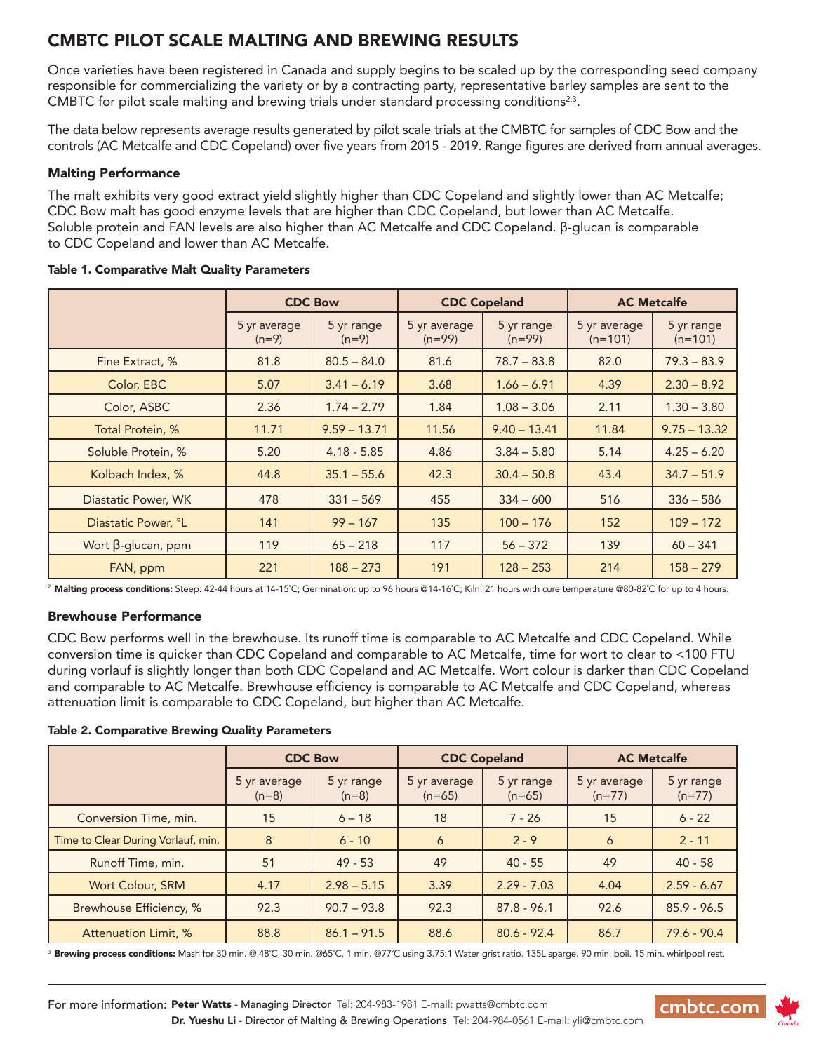# CMBTC PILOT SCALE MALTING AND BREWING RESULTS

Once varieties have been registered in Canada and supply begins to be scaled up by the corresponding seed company responsible for commercializing the variety or by a contracting party, representative barley samples are sent to the CMBTC for pilot scale malting and brewing trials under standard processing conditions[2,3].

The data below represents average results generated by pilot scale trials at the CMBTC for samples of CDC Bow and the controls (AC Metcalfe and CDC Copeland) over five years from 2015 - 2019. Range figures are derived from annual averages.

### Malting Performance

The malt exhibits very good extract yield slightly higher than CDC Copeland and slightly lower than AC Metcalfe; CDC Bow malt has good enzyme levels that are higher than CDC Copeland, but lower than AC Metcalfe. Soluble protein and FAN levels are also higher than AC Metcalfe and CDC Copeland. β-glucan is comparable to CDC Copeland and lower than AC Metcalfe.

**Table 1. Comparative Malt Quality Parameters**

| | CDC Bow | | CDC Copeland | | AC Metcalfe | |
|---|---|---|---|---|---|---|
| | 5 yr average (n=9) | 5 yr range (n=9) | 5 yr average (n=99) | 5 yr range (n=99) | 5 yr average (n=101) | 5 yr range (n=101) |
| Fine Extract, % | 81.8 | 80.5 – 84.0 | 81.6 | 78.7 – 83.8 | 82.0 | 79.3 – 83.9 |
| Color, EBC | 5.07 | 3.41 – 6.19 | 3.68 | 1.66 – 6.91 | 4.39 | 2.30 – 8.92 |
| Color, ASBC | 2.36 | 1.74 – 2.79 | 1.84 | 1.08 – 3.06 | 2.11 | 1.30 – 3.80 |
| Total Protein, % | 11.71 | 9.59 – 13.71 | 11.56 | 9.40 – 13.41 | 11.84 | 9.75 – 13.32 |
| Soluble Protein, % | 5.20 | 4.18 - 5.85 | 4.86 | 3.84 – 5.80 | 5.14 | 4.25 – 6.20 |
| Kolbach Index, % | 44.8 | 35.1 – 55.6 | 42.3 | 30.4 – 50.8 | 43.4 | 34.7 – 51.9 |
| Diastatic Power, WK | 478 | 331 – 569 | 455 | 334 – 600 | 516 | 336 – 586 |
| Diastatic Power, °L | 141 | 99 – 167 | 135 | 100 – 176 | 152 | 109 – 172 |
| Wort β-glucan, ppm | 119 | 65 – 218 | 117 | 56 – 372 | 139 | 60 – 341 |
| FAN, ppm | 221 | 188 – 273 | 191 | 128 – 253 | 214 | 158 – 279 |

[2] **Malting process conditions:** Steep: 42-44 hours at 14-15˚C; Germination: up to 96 hours @14-16˚C; Kiln: 21 hours with cure temperature @80-82˚C for up to 4 hours.

### Brewhouse Performance

CDC Bow performs well in the brewhouse. Its runoff time is comparable to AC Metcalfe and CDC Copeland. While conversion time is quicker than CDC Copeland and comparable to AC Metcalfe, time for wort to clear to <100 FTU during vorlauf is slightly longer than both CDC Copeland and AC Metcalfe. Wort colour is darker than CDC Copeland and comparable to AC Metcalfe. Brewhouse efficiency is comparable to AC Metcalfe and CDC Copeland, whereas attenuation limit is comparable to CDC Copeland, but higher than AC Metcalfe.

**Table 2. Comparative Brewing Quality Parameters**

| | CDC Bow | | CDC Copeland | | AC Metcalfe | |
|---|---|---|---|---|---|---|
| | 5 yr average (n=8) | 5 yr range (n=8) | 5 yr average (n=65) | 5 yr range (n=65) | 5 yr average (n=77) | 5 yr range (n=77) |
| Conversion Time, min. | 15 | 6 – 18 | 18 | 7 - 26 | 15 | 6 - 22 |
| Time to Clear During Vorlauf, min. | 8 | 6 - 10 | 6 | 2 - 9 | 6 | 2 - 11 |
| Runoff Time, min. | 51 | 49 - 53 | 49 | 40 - 55 | 49 | 40 - 58 |
| Wort Colour, SRM | 4.17 | 2.98 – 5.15 | 3.39 | 2.29 - 7.03 | 4.04 | 2.59 - 6.67 |
| Brewhouse Efficiency, % | 92.3 | 90.7 – 93.8 | 92.3 | 87.8 - 96.1 | 92.6 | 85.9 - 96.5 |
| Attenuation Limit, % | 88.8 | 86.1 – 91.5 | 88.6 | 80.6 - 92.4 | 86.7 | 79.6 - 90.4 |

[3] **Brewing process conditions:** Mash for 30 min. @ 48˚C, 30 min. @65˚C, 1 min. @77˚C using 3.75:1 Water grist ratio. 135L sparge. 90 min. boil. 15 min. whirlpool rest.

For more information: **Peter Watts** - Managing Director Tel: 204-983-1981 E-mail: pwatts@cmbtc.com
**Dr. Yueshu Li** - Director of Malting & Brewing Operations Tel: 204-984-0561 E-mail: yli@cmbtc.com

cmbtc.com